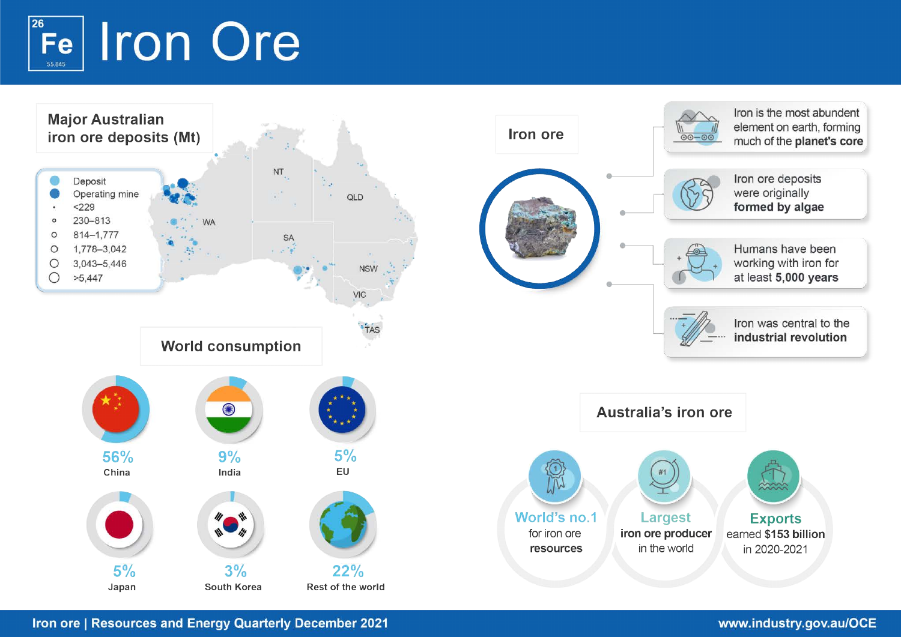# Iron Ore

26
Fe
55.845

## Major Australian iron ore deposits (Mt)

- Deposit
- Operating mine
- <229
- 230–813
- 814–1,777
- 1,778–3,042
- 3,043–5,446
- >5,447

WA, NT, SA, QLD, NSW, VIC, TAS

## World consumption

| Country | Share |
|---|---|
| China | 56% |
| India | 9% |
| EU | 5% |
| Japan | 5% |
| South Korea | 3% |
| Rest of the world | 22% |

## Iron ore

- Iron is the most abundent element on earth, forming much of the **planet's core**
- Iron ore deposits were originally **formed by algae**
- Humans have been working with iron for at least **5,000 years**
- Iron was central to the **industrial revolution**

## Australia's iron ore

- **World's no.1** for iron ore **resources**
- **Largest** **iron ore producer** in the world
- **Exports** earned **$153 billion** in 2020-2021

Iron ore | Resources and Energy Quarterly December 2021

www.industry.gov.au/OCE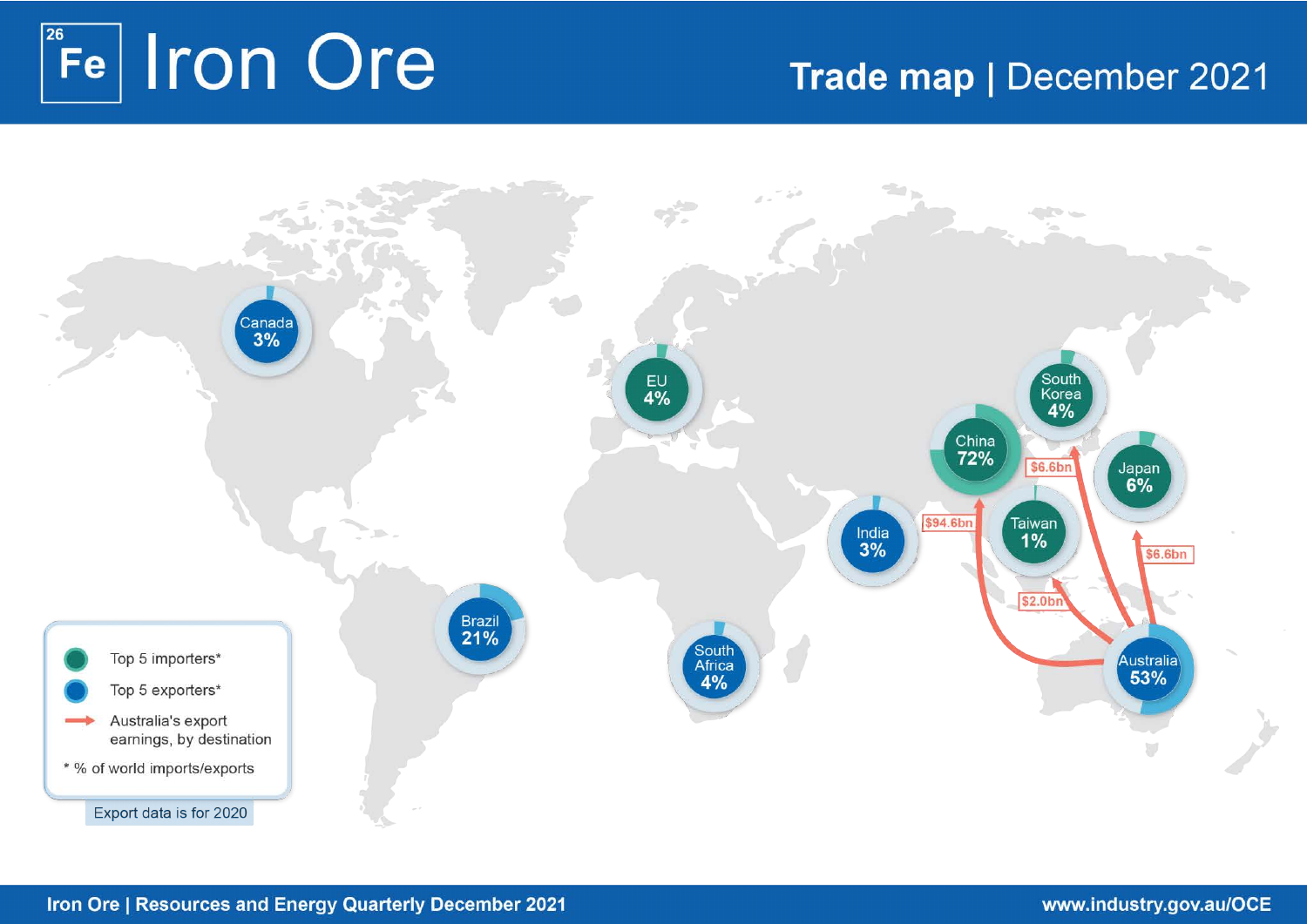# 26 Fe Iron Ore

## Trade map | December 2021

Canada 3%

EU 4%

South Korea 4%

China 72%

Japan 6%

India 3%

Taiwan 1%

Brazil 21%

South Africa 4%

Australia 53%

$94.6bn

$6.6bn

$6.6bn

$2.0bn

- Top 5 importers*
- Top 5 exporters*
- Australia's export earnings, by destination

\* % of world imports/exports

Export data is for 2020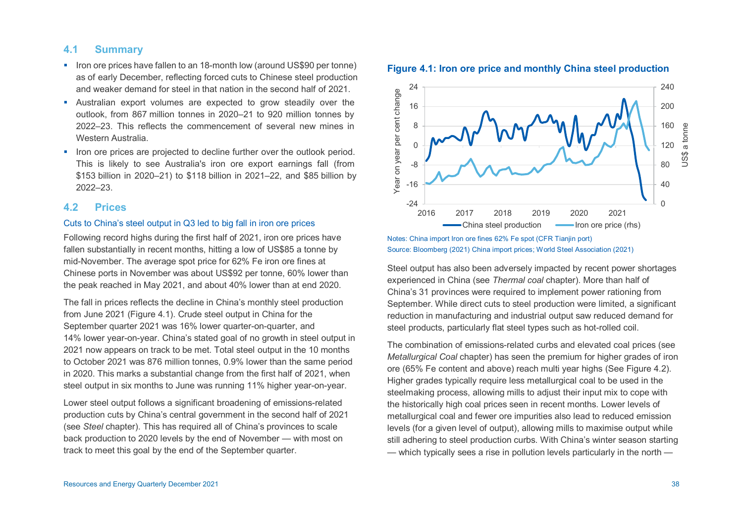## 4.1 Summary

- Iron ore prices have fallen to an 18-month low (around US$90 per tonne) as of early December, reflecting forced cuts to Chinese steel production and weaker demand for steel in that nation in the second half of 2021.
- Australian export volumes are expected to grow steadily over the outlook, from 867 million tonnes in 2020–21 to 920 million tonnes by 2022–23. This reflects the commencement of several new mines in Western Australia.
- Iron ore prices are projected to decline further over the outlook period. This is likely to see Australia's iron ore export earnings fall (from $153 billion in 2020–21) to $118 billion in 2021–22, and $85 billion by 2022–23.

## 4.2 Prices

### Cuts to China's steel output in Q3 led to big fall in iron ore prices

Following record highs during the first half of 2021, iron ore prices have fallen substantially in recent months, hitting a low of US$85 a tonne by mid-November. The average spot price for 62% Fe iron ore fines at Chinese ports in November was about US$92 per tonne, 60% lower than the peak reached in May 2021, and about 40% lower than at end 2020.

The fall in prices reflects the decline in China's monthly steel production from June 2021 (Figure 4.1). Crude steel output in China for the September quarter 2021 was 16% lower quarter-on-quarter, and 14% lower year-on-year. China's stated goal of no growth in steel output in 2021 now appears on track to be met. Total steel output in the 10 months to October 2021 was 876 million tonnes, 0.9% lower than the same period in 2020. This marks a substantial change from the first half of 2021, when steel output in six months to June was running 11% higher year-on-year.

Lower steel output follows a significant broadening of emissions-related production cuts by China's central government in the second half of 2021 (see *Steel* chapter). This has required all of China's provinces to scale back production to 2020 levels by the end of November — with most on track to meet this goal by the end of the September quarter.

**Figure 4.1: Iron ore price and monthly China steel production**

Notes: China import Iron ore fines 62% Fe spot (CFR Tianjin port)
Source: Bloomberg (2021) China import prices; World Steel Association (2021)

Steel output has also been adversely impacted by recent power shortages experienced in China (see *Thermal coal* chapter). More than half of China's 31 provinces were required to implement power rationing from September. While direct cuts to steel production were limited, a significant reduction in manufacturing and industrial output saw reduced demand for steel products, particularly flat steel types such as hot-rolled coil.

The combination of emissions-related curbs and elevated coal prices (see *Metallurgical Coal* chapter) has seen the premium for higher grades of iron ore (65% Fe content and above) reach multi year highs (See Figure 4.2). Higher grades typically require less metallurgical coal to be used in the steelmaking process, allowing mills to adjust their input mix to cope with the historically high coal prices seen in recent months. Lower levels of metallurgical coal and fewer ore impurities also lead to reduced emission levels (for a given level of output), allowing mills to maximise output while still adhering to steel production curbs. With China's winter season starting — which typically sees a rise in pollution levels particularly in the north —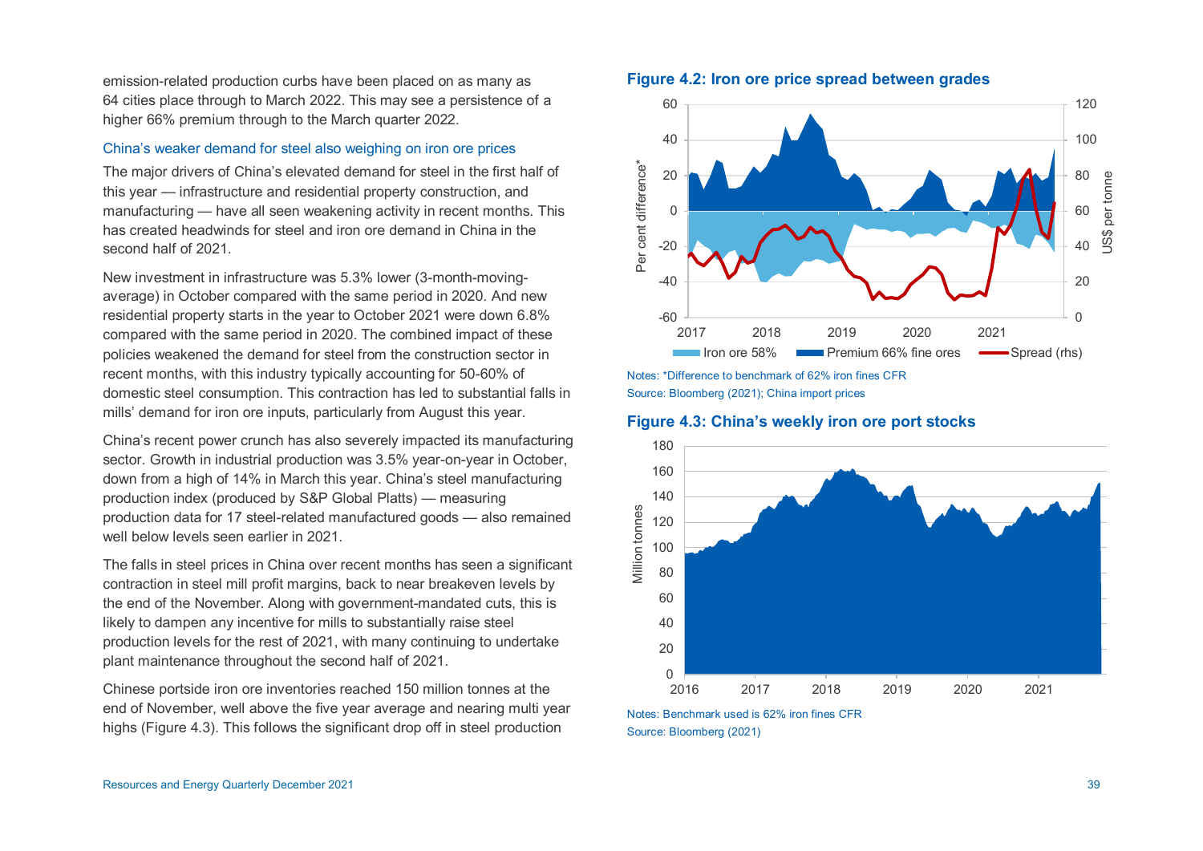emission-related production curbs have been placed on as many as 64 cities place through to March 2022. This may see a persistence of a higher 66% premium through to the March quarter 2022.

### China's weaker demand for steel also weighing on iron ore prices

The major drivers of China's elevated demand for steel in the first half of this year — infrastructure and residential property construction, and manufacturing — have all seen weakening activity in recent months. This has created headwinds for steel and iron ore demand in China in the second half of 2021.

New investment in infrastructure was 5.3% lower (3-month-moving-average) in October compared with the same period in 2020. And new residential property starts in the year to October 2021 were down 6.8% compared with the same period in 2020. The combined impact of these policies weakened the demand for steel from the construction sector in recent months, with this industry typically accounting for 50-60% of domestic steel consumption. This contraction has led to substantial falls in mills' demand for iron ore inputs, particularly from August this year.

China's recent power crunch has also severely impacted its manufacturing sector. Growth in industrial production was 3.5% year-on-year in October, down from a high of 14% in March this year. China's steel manufacturing production index (produced by S&P Global Platts) — measuring production data for 17 steel-related manufactured goods — also remained well below levels seen earlier in 2021.

The falls in steel prices in China over recent months has seen a significant contraction in steel mill profit margins, back to near breakeven levels by the end of the November. Along with government-mandated cuts, this is likely to dampen any incentive for mills to substantially raise steel production levels for the rest of 2021, with many continuing to undertake plant maintenance throughout the second half of 2021.

Chinese portside iron ore inventories reached 150 million tonnes at the end of November, well above the five year average and nearing multi year highs (Figure 4.3). This follows the significant drop off in steel production

**Figure 4.2: Iron ore price spread between grades**

Notes: *Difference to benchmark of 62% iron fines CFR
Source: Bloomberg (2021); China import prices

**Figure 4.3: China's weekly iron ore port stocks**

Notes: Benchmark used is 62% iron fines CFR
Source: Bloomberg (2021)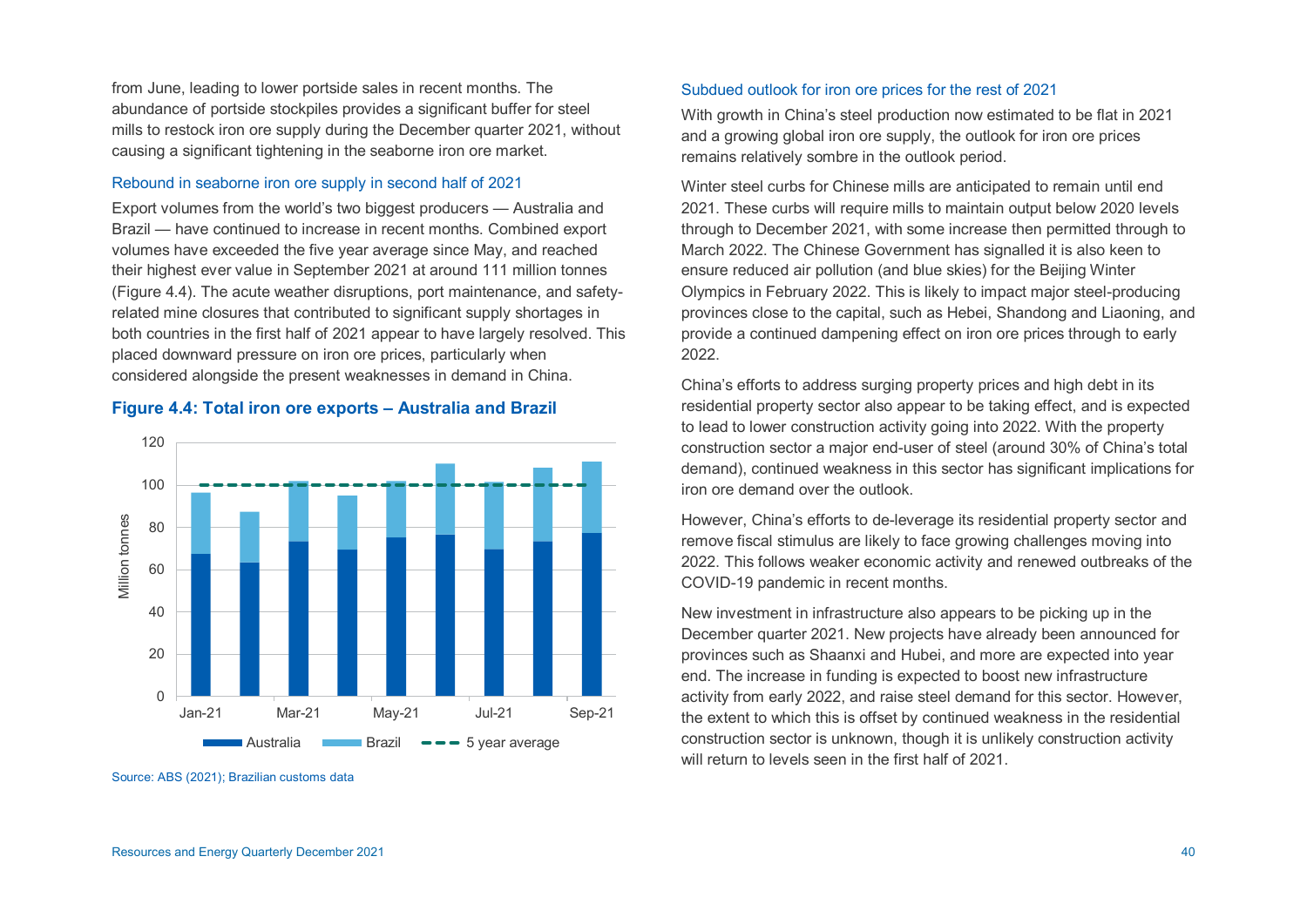from June, leading to lower portside sales in recent months. The abundance of portside stockpiles provides a significant buffer for steel mills to restock iron ore supply during the December quarter 2021, without causing a significant tightening in the seaborne iron ore market.

### Rebound in seaborne iron ore supply in second half of 2021

Export volumes from the world's two biggest producers — Australia and Brazil — have continued to increase in recent months. Combined export volumes have exceeded the five year average since May, and reached their highest ever value in September 2021 at around 111 million tonnes (Figure 4.4). The acute weather disruptions, port maintenance, and safety-related mine closures that contributed to significant supply shortages in both countries in the first half of 2021 appear to have largely resolved. This placed downward pressure on iron ore prices, particularly when considered alongside the present weaknesses in demand in China.

**Figure 4.4: Total iron ore exports – Australia and Brazil**

Source: ABS (2021); Brazilian customs data

### Subdued outlook for iron ore prices for the rest of 2021

With growth in China's steel production now estimated to be flat in 2021 and a growing global iron ore supply, the outlook for iron ore prices remains relatively sombre in the outlook period.

Winter steel curbs for Chinese mills are anticipated to remain until end 2021. These curbs will require mills to maintain output below 2020 levels through to December 2021, with some increase then permitted through to March 2022. The Chinese Government has signalled it is also keen to ensure reduced air pollution (and blue skies) for the Beijing Winter Olympics in February 2022. This is likely to impact major steel-producing provinces close to the capital, such as Hebei, Shandong and Liaoning, and provide a continued dampening effect on iron ore prices through to early 2022.

China's efforts to address surging property prices and high debt in its residential property sector also appear to be taking effect, and is expected to lead to lower construction activity going into 2022. With the property construction sector a major end-user of steel (around 30% of China's total demand), continued weakness in this sector has significant implications for iron ore demand over the outlook.

However, China's efforts to de-leverage its residential property sector and remove fiscal stimulus are likely to face growing challenges moving into 2022. This follows weaker economic activity and renewed outbreaks of the COVID-19 pandemic in recent months.

New investment in infrastructure also appears to be picking up in the December quarter 2021. New projects have already been announced for provinces such as Shaanxi and Hubei, and more are expected into year end. The increase in funding is expected to boost new infrastructure activity from early 2022, and raise steel demand for this sector. However, the extent to which this is offset by continued weakness in the residential construction sector is unknown, though it is unlikely construction activity will return to levels seen in the first half of 2021.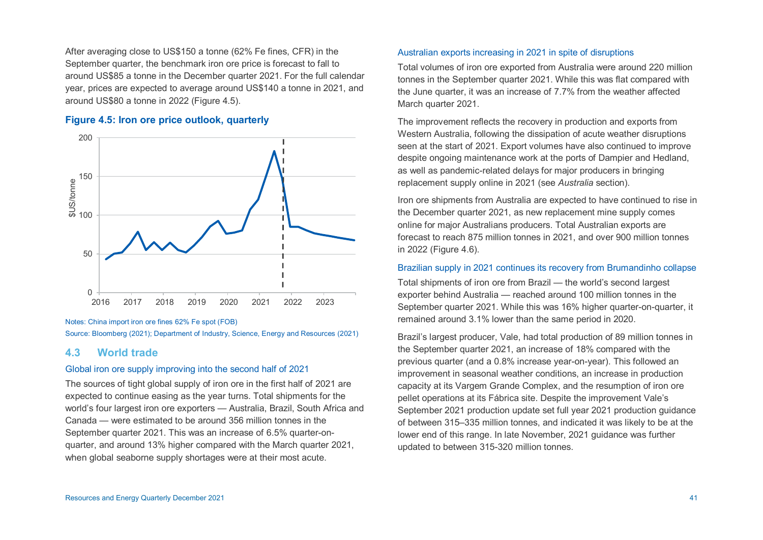After averaging close to US$150 a tonne (62% Fe fines, CFR) in the September quarter, the benchmark iron ore price is forecast to fall to around US$85 a tonne in the December quarter 2021. For the full calendar year, prices are expected to average around US$140 a tonne in 2021, and around US$80 a tonne in 2022 (Figure 4.5).

**Figure 4.5: Iron ore price outlook, quarterly**

Notes: China import iron ore fines 62% Fe spot (FOB)
Source: Bloomberg (2021); Department of Industry, Science, Energy and Resources (2021)

## 4.3 World trade

### Global iron ore supply improving into the second half of 2021

The sources of tight global supply of iron ore in the first half of 2021 are expected to continue easing as the year turns. Total shipments for the world's four largest iron ore exporters — Australia, Brazil, South Africa and Canada — were estimated to be around 356 million tonnes in the September quarter 2021. This was an increase of 6.5% quarter-on-quarter, and around 13% higher compared with the March quarter 2021, when global seaborne supply shortages were at their most acute.

### Australian exports increasing in 2021 in spite of disruptions

Total volumes of iron ore exported from Australia were around 220 million tonnes in the September quarter 2021. While this was flat compared with the June quarter, it was an increase of 7.7% from the weather affected March quarter 2021.

The improvement reflects the recovery in production and exports from Western Australia, following the dissipation of acute weather disruptions seen at the start of 2021. Export volumes have also continued to improve despite ongoing maintenance work at the ports of Dampier and Hedland, as well as pandemic-related delays for major producers in bringing replacement supply online in 2021 (see *Australia* section).

Iron ore shipments from Australia are expected to have continued to rise in the December quarter 2021, as new replacement mine supply comes online for major Australians producers. Total Australian exports are forecast to reach 875 million tonnes in 2021, and over 900 million tonnes in 2022 (Figure 4.6).

### Brazilian supply in 2021 continues its recovery from Brumandinho collapse

Total shipments of iron ore from Brazil — the world's second largest exporter behind Australia — reached around 100 million tonnes in the September quarter 2021. While this was 16% higher quarter-on-quarter, it remained around 3.1% lower than the same period in 2020.

Brazil's largest producer, Vale, had total production of 89 million tonnes in the September quarter 2021, an increase of 18% compared with the previous quarter (and a 0.8% increase year-on-year). This followed an improvement in seasonal weather conditions, an increase in production capacity at its Vargem Grande Complex, and the resumption of iron ore pellet operations at its Fábrica site. Despite the improvement Vale's September 2021 production update set full year 2021 production guidance of between 315–335 million tonnes, and indicated it was likely to be at the lower end of this range. In late November, 2021 guidance was further updated to between 315-320 million tonnes.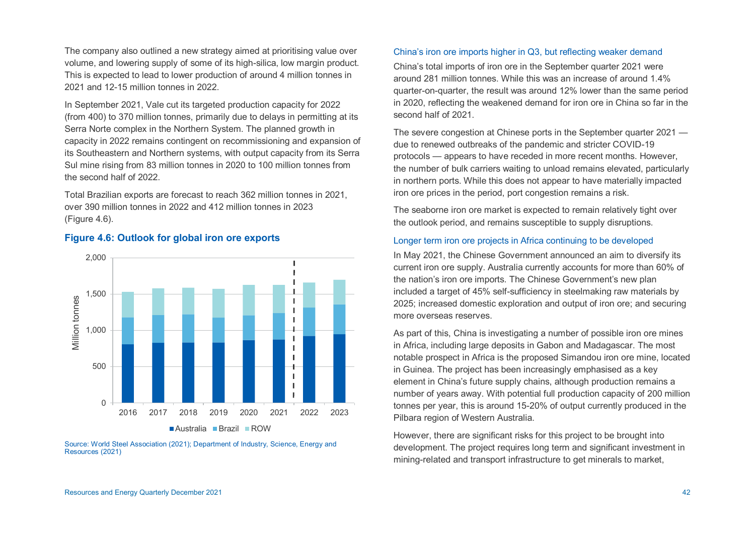The company also outlined a new strategy aimed at prioritising value over volume, and lowering supply of some of its high-silica, low margin product. This is expected to lead to lower production of around 4 million tonnes in 2021 and 12-15 million tonnes in 2022.

In September 2021, Vale cut its targeted production capacity for 2022 (from 400) to 370 million tonnes, primarily due to delays in permitting at its Serra Norte complex in the Northern System. The planned growth in capacity in 2022 remains contingent on recommissioning and expansion of its Southeastern and Northern systems, with output capacity from its Serra Sul mine rising from 83 million tonnes in 2020 to 100 million tonnes from the second half of 2022.

Total Brazilian exports are forecast to reach 362 million tonnes in 2021, over 390 million tonnes in 2022 and 412 million tonnes in 2023 (Figure 4.6).

### Figure 4.6: Outlook for global iron ore exports

Source: World Steel Association (2021); Department of Industry, Science, Energy and Resources (2021)

#### China's iron ore imports higher in Q3, but reflecting weaker demand

China's total imports of iron ore in the September quarter 2021 were around 281 million tonnes. While this was an increase of around 1.4% quarter-on-quarter, the result was around 12% lower than the same period in 2020, reflecting the weakened demand for iron ore in China so far in the second half of 2021.

The severe congestion at Chinese ports in the September quarter 2021 — due to renewed outbreaks of the pandemic and stricter COVID-19 protocols — appears to have receded in more recent months. However, the number of bulk carriers waiting to unload remains elevated, particularly in northern ports. While this does not appear to have materially impacted iron ore prices in the period, port congestion remains a risk.

The seaborne iron ore market is expected to remain relatively tight over the outlook period, and remains susceptible to supply disruptions.

#### Longer term iron ore projects in Africa continuing to be developed

In May 2021, the Chinese Government announced an aim to diversify its current iron ore supply. Australia currently accounts for more than 60% of the nation's iron ore imports. The Chinese Government's new plan included a target of 45% self-sufficiency in steelmaking raw materials by 2025; increased domestic exploration and output of iron ore; and securing more overseas reserves.

As part of this, China is investigating a number of possible iron ore mines in Africa, including large deposits in Gabon and Madagascar. The most notable prospect in Africa is the proposed Simandou iron ore mine, located in Guinea. The project has been increasingly emphasised as a key element in China's future supply chains, although production remains a number of years away. With potential full production capacity of 200 million tonnes per year, this is around 15-20% of output currently produced in the Pilbara region of Western Australia.

However, there are significant risks for this project to be brought into development. The project requires long term and significant investment in mining-related and transport infrastructure to get minerals to market,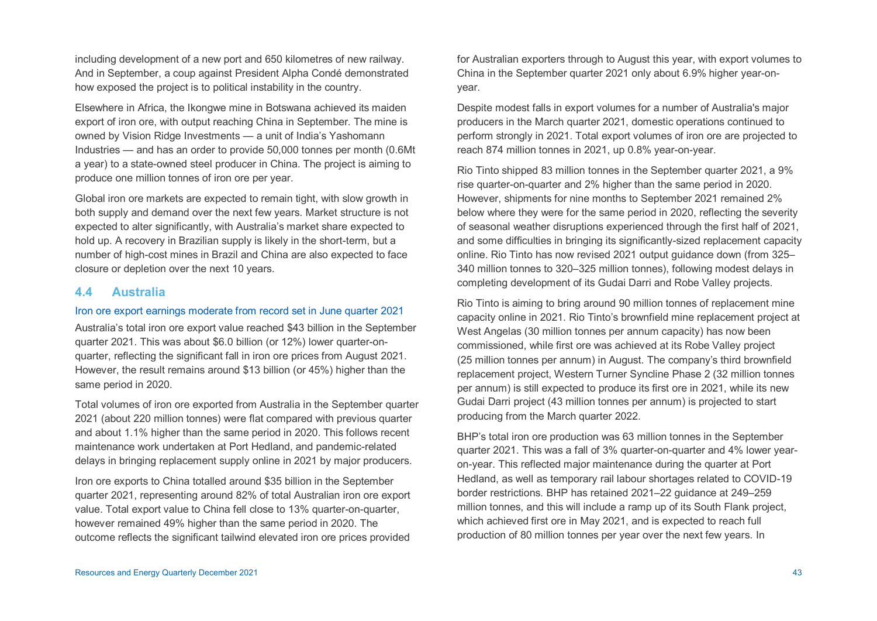including development of a new port and 650 kilometres of new railway. And in September, a coup against President Alpha Condé demonstrated how exposed the project is to political instability in the country.

Elsewhere in Africa, the Ikongwe mine in Botswana achieved its maiden export of iron ore, with output reaching China in September. The mine is owned by Vision Ridge Investments — a unit of India's Yashomann Industries — and has an order to provide 50,000 tonnes per month (0.6Mt a year) to a state-owned steel producer in China. The project is aiming to produce one million tonnes of iron ore per year.

Global iron ore markets are expected to remain tight, with slow growth in both supply and demand over the next few years. Market structure is not expected to alter significantly, with Australia's market share expected to hold up. A recovery in Brazilian supply is likely in the short-term, but a number of high-cost mines in Brazil and China are also expected to face closure or depletion over the next 10 years.

## 4.4 Australia

### Iron ore export earnings moderate from record set in June quarter 2021

Australia's total iron ore export value reached $43 billion in the September quarter 2021. This was about $6.0 billion (or 12%) lower quarter-on-quarter, reflecting the significant fall in iron ore prices from August 2021. However, the result remains around $13 billion (or 45%) higher than the same period in 2020.

Total volumes of iron ore exported from Australia in the September quarter 2021 (about 220 million tonnes) were flat compared with previous quarter and about 1.1% higher than the same period in 2020. This follows recent maintenance work undertaken at Port Hedland, and pandemic-related delays in bringing replacement supply online in 2021 by major producers.

Iron ore exports to China totalled around $35 billion in the September quarter 2021, representing around 82% of total Australian iron ore export value. Total export value to China fell close to 13% quarter-on-quarter, however remained 49% higher than the same period in 2020. The outcome reflects the significant tailwind elevated iron ore prices provided for Australian exporters through to August this year, with export volumes to China in the September quarter 2021 only about 6.9% higher year-on-year.

Despite modest falls in export volumes for a number of Australia's major producers in the March quarter 2021, domestic operations continued to perform strongly in 2021. Total export volumes of iron ore are projected to reach 874 million tonnes in 2021, up 0.8% year-on-year.

Rio Tinto shipped 83 million tonnes in the September quarter 2021, a 9% rise quarter-on-quarter and 2% higher than the same period in 2020. However, shipments for nine months to September 2021 remained 2% below where they were for the same period in 2020, reflecting the severity of seasonal weather disruptions experienced through the first half of 2021, and some difficulties in bringing its significantly-sized replacement capacity online. Rio Tinto has now revised 2021 output guidance down (from 325–340 million tonnes to 320–325 million tonnes), following modest delays in completing development of its Gudai Darri and Robe Valley projects.

Rio Tinto is aiming to bring around 90 million tonnes of replacement mine capacity online in 2021. Rio Tinto's brownfield mine replacement project at West Angelas (30 million tonnes per annum capacity) has now been commissioned, while first ore was achieved at its Robe Valley project (25 million tonnes per annum) in August. The company's third brownfield replacement project, Western Turner Syncline Phase 2 (32 million tonnes per annum) is still expected to produce its first ore in 2021, while its new Gudai Darri project (43 million tonnes per annum) is projected to start producing from the March quarter 2022.

BHP's total iron ore production was 63 million tonnes in the September quarter 2021. This was a fall of 3% quarter-on-quarter and 4% lower year-on-year. This reflected major maintenance during the quarter at Port Hedland, as well as temporary rail labour shortages related to COVID-19 border restrictions. BHP has retained 2021–22 guidance at 249–259 million tonnes, and this will include a ramp up of its South Flank project, which achieved first ore in May 2021, and is expected to reach full production of 80 million tonnes per year over the next few years. In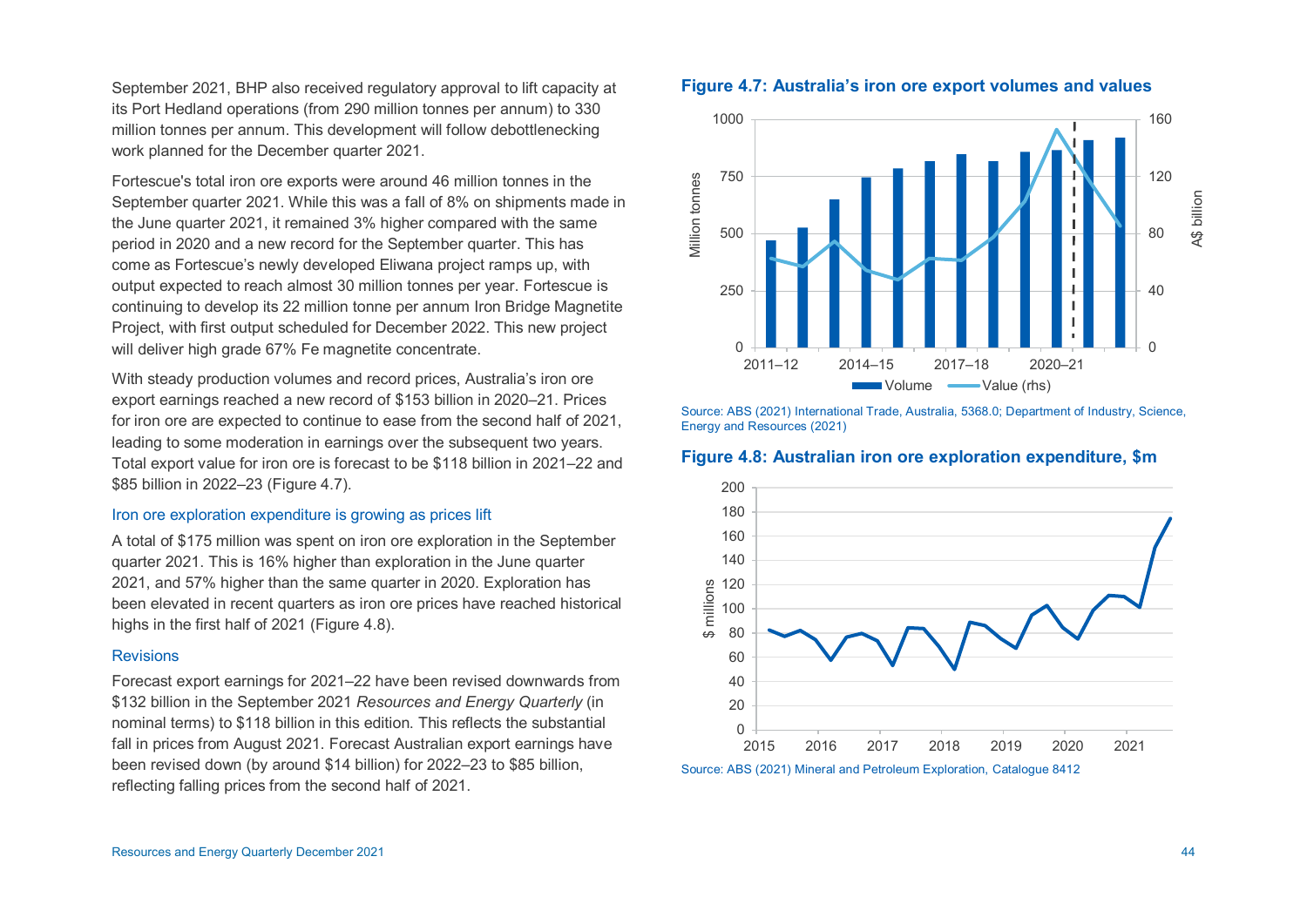September 2021, BHP also received regulatory approval to lift capacity at its Port Hedland operations (from 290 million tonnes per annum) to 330 million tonnes per annum. This development will follow debottlenecking work planned for the December quarter 2021.

Fortescue's total iron ore exports were around 46 million tonnes in the September quarter 2021. While this was a fall of 8% on shipments made in the June quarter 2021, it remained 3% higher compared with the same period in 2020 and a new record for the September quarter. This has come as Fortescue's newly developed Eliwana project ramps up, with output expected to reach almost 30 million tonnes per year. Fortescue is continuing to develop its 22 million tonne per annum Iron Bridge Magnetite Project, with first output scheduled for December 2022. This new project will deliver high grade 67% Fe magnetite concentrate.

With steady production volumes and record prices, Australia's iron ore export earnings reached a new record of $153 billion in 2020–21. Prices for iron ore are expected to continue to ease from the second half of 2021, leading to some moderation in earnings over the subsequent two years. Total export value for iron ore is forecast to be $118 billion in 2021–22 and $85 billion in 2022–23 (Figure 4.7).

### Iron ore exploration expenditure is growing as prices lift

A total of $175 million was spent on iron ore exploration in the September quarter 2021. This is 16% higher than exploration in the June quarter 2021, and 57% higher than the same quarter in 2020. Exploration has been elevated in recent quarters as iron ore prices have reached historical highs in the first half of 2021 (Figure 4.8).

### Revisions

Forecast export earnings for 2021–22 have been revised downwards from $132 billion in the September 2021 *Resources and Energy Quarterly* (in nominal terms) to $118 billion in this edition. This reflects the substantial fall in prices from August 2021. Forecast Australian export earnings have been revised down (by around $14 billion) for 2022–23 to $85 billion, reflecting falling prices from the second half of 2021.

**Figure 4.7: Australia's iron ore export volumes and values**

Source: ABS (2021) International Trade, Australia, 5368.0; Department of Industry, Science, Energy and Resources (2021)

**Figure 4.8: Australian iron ore exploration expenditure, $m**

Source: ABS (2021) Mineral and Petroleum Exploration, Catalogue 8412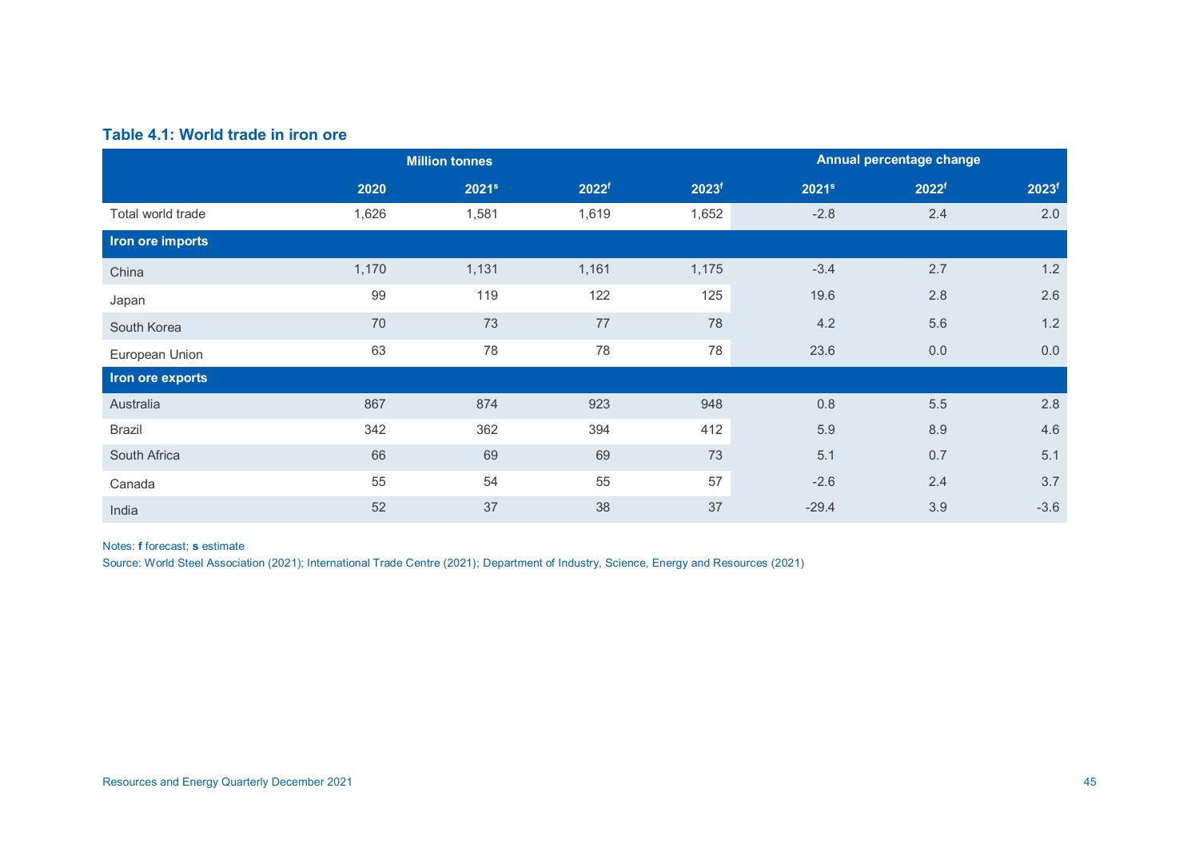**Table 4.1: World trade in iron ore**

| | Million tonnes | | | | Annual percentage change | | |
|---|---|---|---|---|---|---|---|
| | 2020 | 2021s | 2022f | 2023f | 2021s | 2022f | 2023f |
| Total world trade | 1,626 | 1,581 | 1,619 | 1,652 | -2.8 | 2.4 | 2.0 |
| **Iron ore imports** | | | | | | | |
| China | 1,170 | 1,131 | 1,161 | 1,175 | -3.4 | 2.7 | 1.2 |
| Japan | 99 | 119 | 122 | 125 | 19.6 | 2.8 | 2.6 |
| South Korea | 70 | 73 | 77 | 78 | 4.2 | 5.6 | 1.2 |
| European Union | 63 | 78 | 78 | 78 | 23.6 | 0.0 | 0.0 |
| **Iron ore exports** | | | | | | | |
| Australia | 867 | 874 | 923 | 948 | 0.8 | 5.5 | 2.8 |
| Brazil | 342 | 362 | 394 | 412 | 5.9 | 8.9 | 4.6 |
| South Africa | 66 | 69 | 69 | 73 | 5.1 | 0.7 | 5.1 |
| Canada | 55 | 54 | 55 | 57 | -2.6 | 2.4 | 3.7 |
| India | 52 | 37 | 38 | 37 | -29.4 | 3.9 | -3.6 |

Notes: **f** forecast; **s** estimate

Source: World Steel Association (2021); International Trade Centre (2021); Department of Industry, Science, Energy and Resources (2021)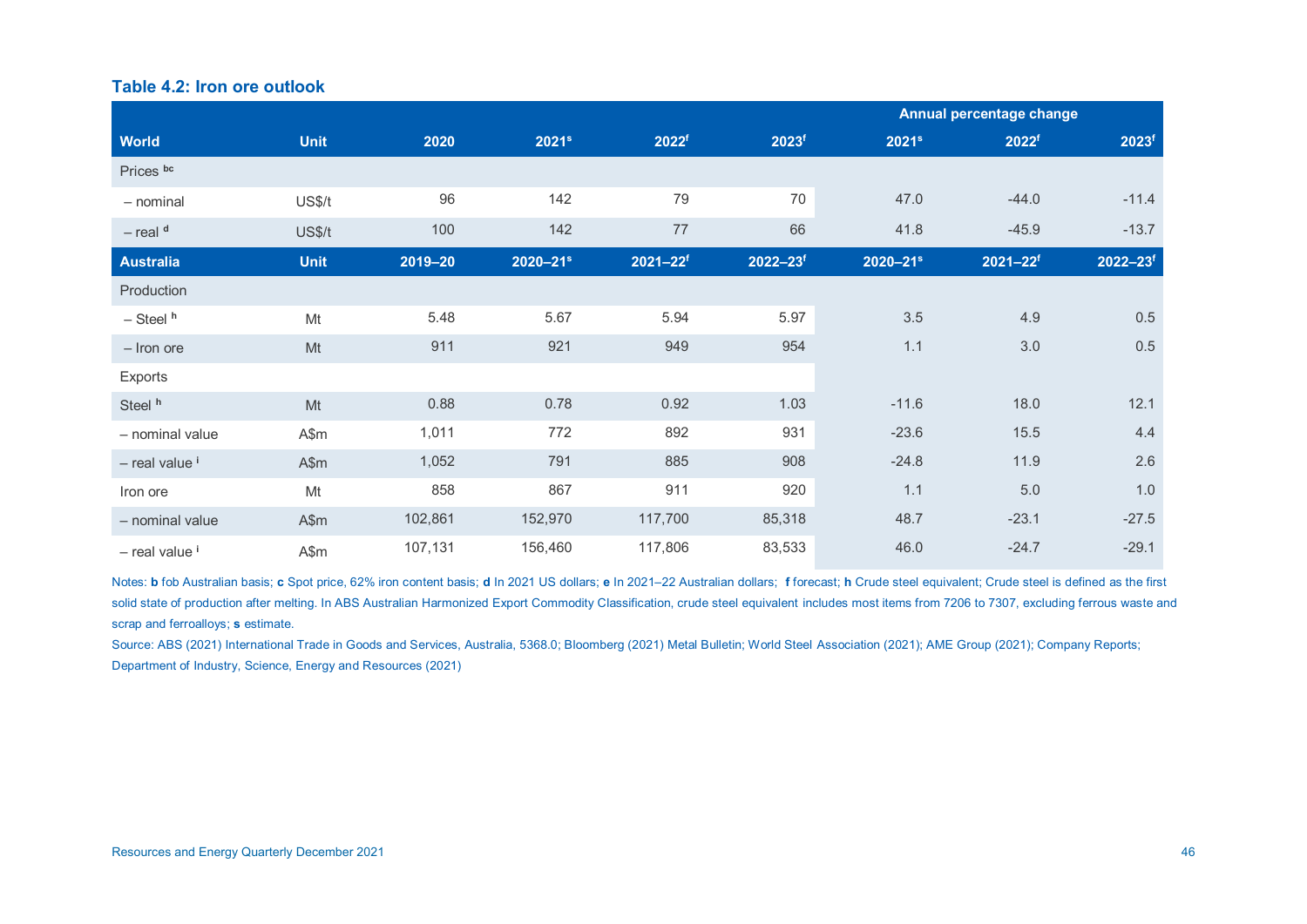### Table 4.2: Iron ore outlook

| | | | | | | Annual percentage change | | |
|---|---|---|---|---|---|---|---|---|
| **World** | **Unit** | **2020** | **2021[s]** | **2022[f]** | **2023[f]** | **2021[s]** | **2022[f]** | **2023[f]** |
| Prices [bc] | | | | | | | | |
| – nominal | US$/t | 96 | 142 | 79 | 70 | 47.0 | -44.0 | -11.4 |
| – real [d] | US$/t | 100 | 142 | 77 | 66 | 41.8 | -45.9 | -13.7 |
| **Australia** | **Unit** | **2019–20** | **2020–21[s]** | **2021–22[f]** | **2022–23[f]** | **2020–21[s]** | **2021–22[f]** | **2022–23[f]** |
| Production | | | | | | | | |
| – Steel [h] | Mt | 5.48 | 5.67 | 5.94 | 5.97 | 3.5 | 4.9 | 0.5 |
| – Iron ore | Mt | 911 | 921 | 949 | 954 | 1.1 | 3.0 | 0.5 |
| Exports | | | | | | | | |
| Steel [h] | Mt | 0.88 | 0.78 | 0.92 | 1.03 | -11.6 | 18.0 | 12.1 |
| – nominal value | A$m | 1,011 | 772 | 892 | 931 | -23.6 | 15.5 | 4.4 |
| – real value [i] | A$m | 1,052 | 791 | 885 | 908 | -24.8 | 11.9 | 2.6 |
| Iron ore | Mt | 858 | 867 | 911 | 920 | 1.1 | 5.0 | 1.0 |
| – nominal value | A$m | 102,861 | 152,970 | 117,700 | 85,318 | 48.7 | -23.1 | -27.5 |
| – real value [i] | A$m | 107,131 | 156,460 | 117,806 | 83,533 | 46.0 | -24.7 | -29.1 |

Notes: **b** fob Australian basis; **c** Spot price, 62% iron content basis; **d** In 2021 US dollars; **e** In 2021–22 Australian dollars; **f** forecast; **h** Crude steel equivalent; Crude steel is defined as the first solid state of production after melting. In ABS Australian Harmonized Export Commodity Classification, crude steel equivalent includes most items from 7206 to 7307, excluding ferrous waste and scrap and ferroalloys; **s** estimate.

Source: ABS (2021) International Trade in Goods and Services, Australia, 5368.0; Bloomberg (2021) Metal Bulletin; World Steel Association (2021); AME Group (2021); Company Reports; Department of Industry, Science, Energy and Resources (2021)